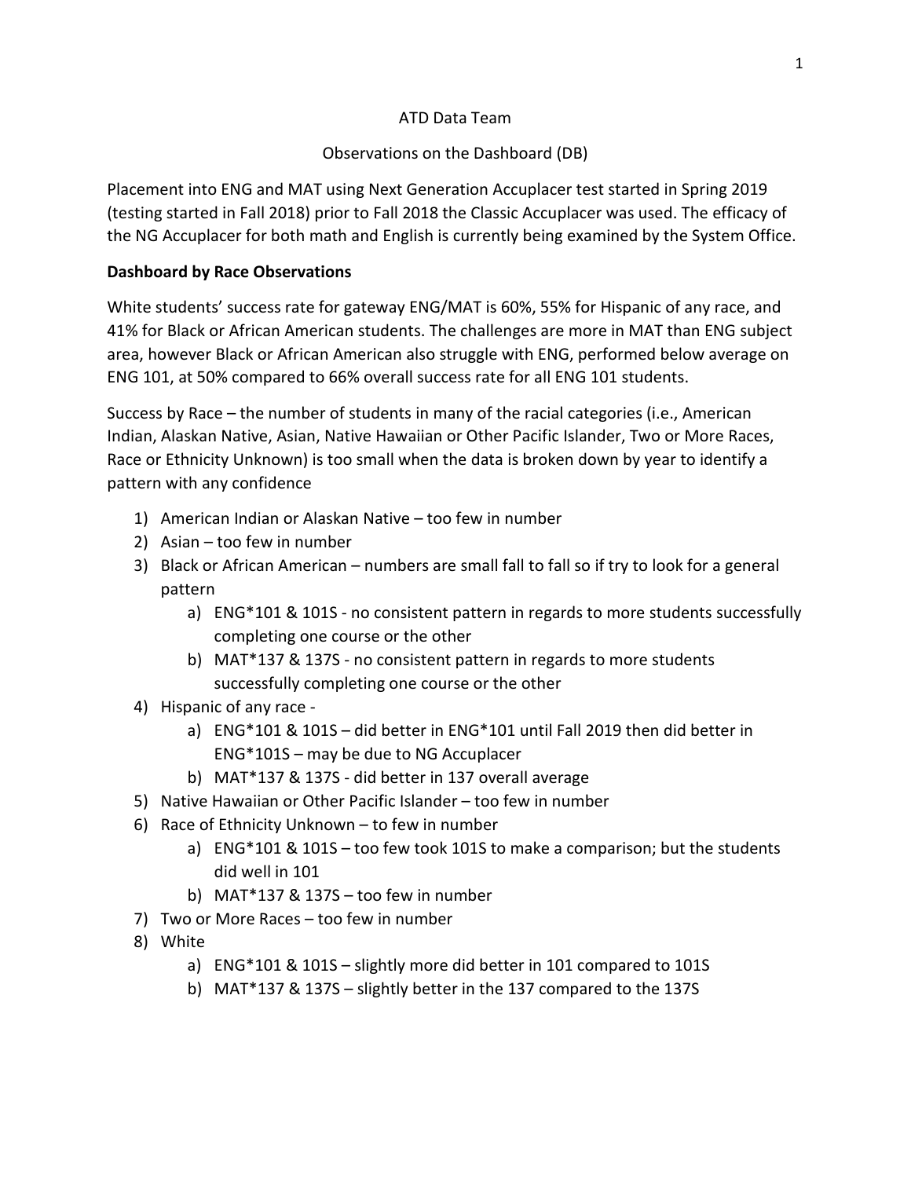ATD Data Team

Observations on the Dashboard (DB)

Placement into ENG and MAT using Next Generation Accuplacer test started in Spring 2019 (testing started in Fall 2018) prior to Fall 2018 the Classic Accuplacer was used. The efficacy of the NG Accuplacer for both math and English is currently being examined by the System Office.

**Dashboard by Race Observations**

White students' success rate for gateway ENG/MAT is 60%, 55% for Hispanic of any race, and 41% for Black or African American students. The challenges are more in MAT than ENG subject area, however Black or African American also struggle with ENG, performed below average on ENG 101, at 50% compared to 66% overall success rate for all ENG 101 students.

Success by Race – the number of students in many of the racial categories (i.e., American Indian, Alaskan Native, Asian, Native Hawaiian or Other Pacific Islander, Two or More Races, Race or Ethnicity Unknown) is too small when the data is broken down by year to identify a pattern with any confidence

1) American Indian or Alaskan Native – too few in number
2) Asian – too few in number
3) Black or African American – numbers are small fall to fall so if try to look for a general pattern
   a) ENG*101 & 101S - no consistent pattern in regards to more students successfully completing one course or the other
   b) MAT*137 & 137S - no consistent pattern in regards to more students successfully completing one course or the other
4) Hispanic of any race -
   a) ENG*101 & 101S – did better in ENG*101 until Fall 2019 then did better in ENG*101S – may be due to NG Accuplacer
   b) MAT*137 & 137S - did better in 137 overall average
5) Native Hawaiian or Other Pacific Islander – too few in number
6) Race of Ethnicity Unknown – to few in number
   a) ENG*101 & 101S – too few took 101S to make a comparison; but the students did well in 101
   b) MAT*137 & 137S – too few in number
7) Two or More Races – too few in number
8) White
   a) ENG*101 & 101S – slightly more did better in 101 compared to 101S
   b) MAT*137 & 137S – slightly better in the 137 compared to the 137S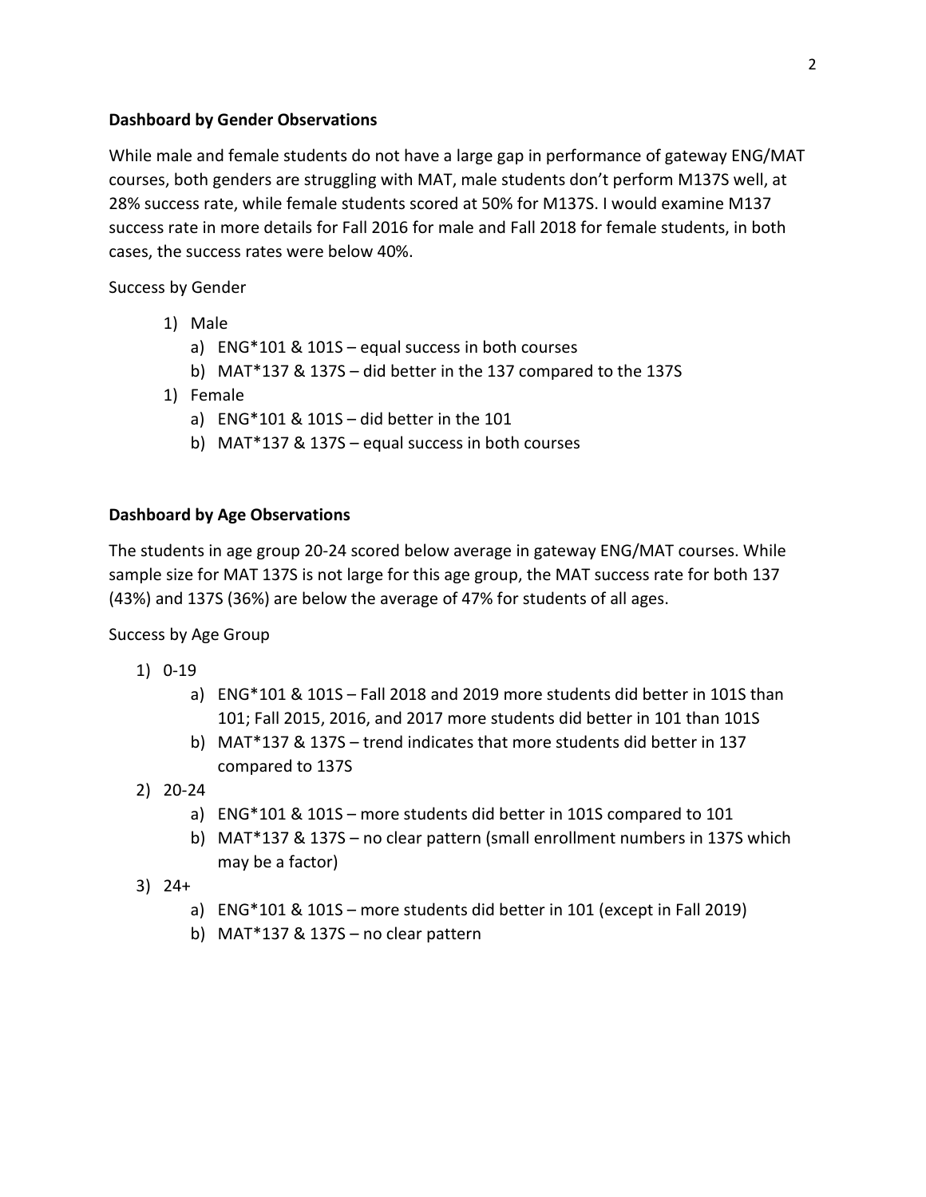**Dashboard by Gender Observations**

While male and female students do not have a large gap in performance of gateway ENG/MAT courses, both genders are struggling with MAT, male students don't perform M137S well, at 28% success rate, while female students scored at 50% for M137S. I would examine M137 success rate in more details for Fall 2016 for male and Fall 2018 for female students, in both cases, the success rates were below 40%.

Success by Gender

1) Male
    a) ENG*101 & 101S – equal success in both courses
    b) MAT*137 & 137S – did better in the 137 compared to the 137S
1) Female
    a) ENG*101 & 101S – did better in the 101
    b) MAT*137 & 137S – equal success in both courses

**Dashboard by Age Observations**

The students in age group 20-24 scored below average in gateway ENG/MAT courses. While sample size for MAT 137S is not large for this age group, the MAT success rate for both 137 (43%) and 137S (36%) are below the average of 47% for students of all ages.

Success by Age Group

1) 0-19
    a) ENG*101 & 101S – Fall 2018 and 2019 more students did better in 101S than 101; Fall 2015, 2016, and 2017 more students did better in 101 than 101S
    b) MAT*137 & 137S – trend indicates that more students did better in 137 compared to 137S
2) 20-24
    a) ENG*101 & 101S – more students did better in 101S compared to 101
    b) MAT*137 & 137S – no clear pattern (small enrollment numbers in 137S which may be a factor)
3) 24+
    a) ENG*101 & 101S – more students did better in 101 (except in Fall 2019)
    b) MAT*137 & 137S – no clear pattern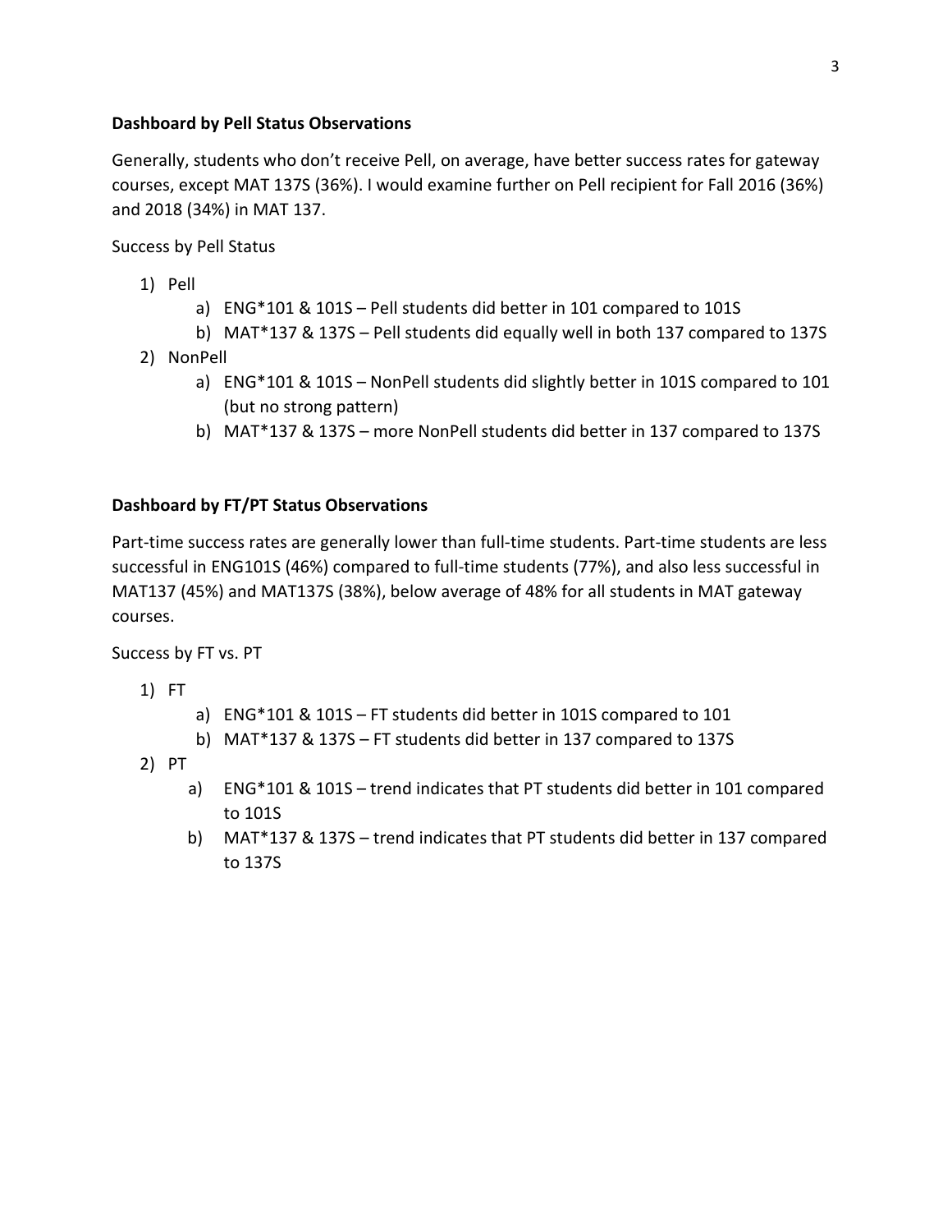**Dashboard by Pell Status Observations**

Generally, students who don't receive Pell, on average, have better success rates for gateway courses, except MAT 137S (36%). I would examine further on Pell recipient for Fall 2016 (36%) and 2018 (34%) in MAT 137.

Success by Pell Status

1) Pell
   a) ENG*101 & 101S – Pell students did better in 101 compared to 101S
   b) MAT*137 & 137S – Pell students did equally well in both 137 compared to 137S
2) NonPell
   a) ENG*101 & 101S – NonPell students did slightly better in 101S compared to 101 (but no strong pattern)
   b) MAT*137 & 137S – more NonPell students did better in 137 compared to 137S

**Dashboard by FT/PT Status Observations**

Part-time success rates are generally lower than full-time students. Part-time students are less successful in ENG101S (46%) compared to full-time students (77%), and also less successful in MAT137 (45%) and MAT137S (38%), below average of 48% for all students in MAT gateway courses.

Success by FT vs. PT

1) FT
   a) ENG*101 & 101S – FT students did better in 101S compared to 101
   b) MAT*137 & 137S – FT students did better in 137 compared to 137S
2) PT
   a) ENG*101 & 101S – trend indicates that PT students did better in 101 compared to 101S
   b) MAT*137 & 137S – trend indicates that PT students did better in 137 compared to 137S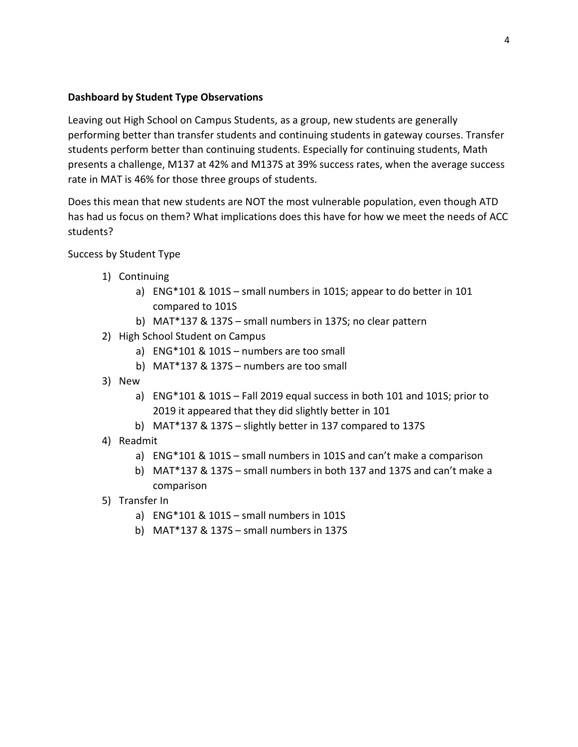**Dashboard by Student Type Observations**

Leaving out High School on Campus Students, as a group, new students are generally performing better than transfer students and continuing students in gateway courses. Transfer students perform better than continuing students. Especially for continuing students, Math presents a challenge, M137 at 42% and M137S at 39% success rates, when the average success rate in MAT is 46% for those three groups of students.

Does this mean that new students are NOT the most vulnerable population, even though ATD has had us focus on them? What implications does this have for how we meet the needs of ACC students?

Success by Student Type

1) Continuing
    a) ENG*101 & 101S – small numbers in 101S; appear to do better in 101 compared to 101S
    b) MAT*137 & 137S – small numbers in 137S; no clear pattern
2) High School Student on Campus
    a) ENG*101 & 101S – numbers are too small
    b) MAT*137 & 137S – numbers are too small
3) New
    a) ENG*101 & 101S – Fall 2019 equal success in both 101 and 101S; prior to 2019 it appeared that they did slightly better in 101
    b) MAT*137 & 137S – slightly better in 137 compared to 137S
4) Readmit
    a) ENG*101 & 101S – small numbers in 101S and can't make a comparison
    b) MAT*137 & 137S – small numbers in both 137 and 137S and can't make a comparison
5) Transfer In
    a) ENG*101 & 101S – small numbers in 101S
    b) MAT*137 & 137S – small numbers in 137S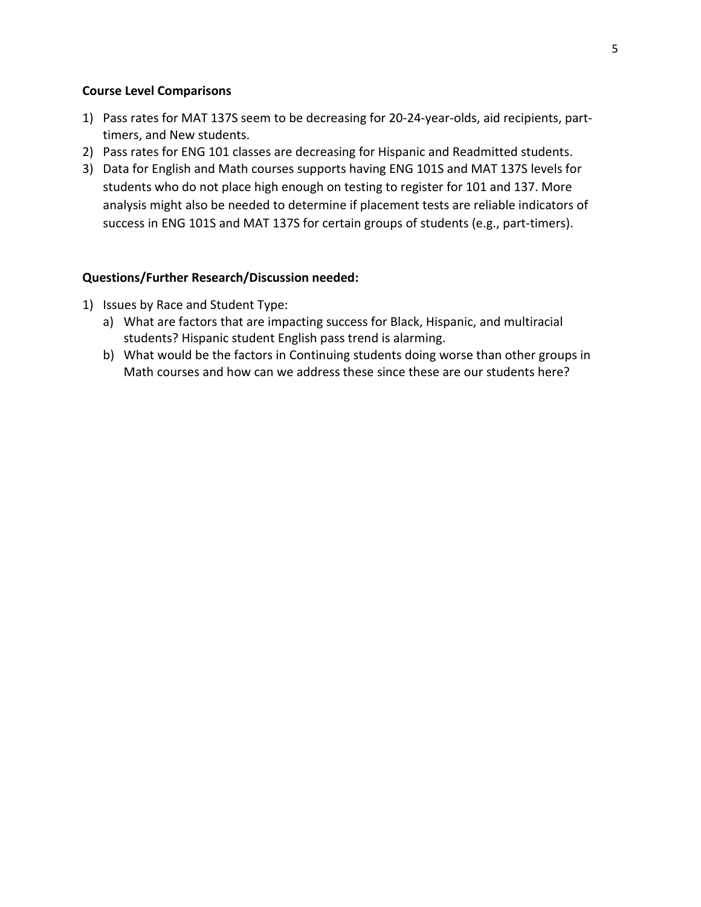**Course Level Comparisons**

1) Pass rates for MAT 137S seem to be decreasing for 20-24-year-olds, aid recipients, part-timers, and New students.
2) Pass rates for ENG 101 classes are decreasing for Hispanic and Readmitted students.
3) Data for English and Math courses supports having ENG 101S and MAT 137S levels for students who do not place high enough on testing to register for 101 and 137. More analysis might also be needed to determine if placement tests are reliable indicators of success in ENG 101S and MAT 137S for certain groups of students (e.g., part-timers).

**Questions/Further Research/Discussion needed:**

1) Issues by Race and Student Type:
   a) What are factors that are impacting success for Black, Hispanic, and multiracial students? Hispanic student English pass trend is alarming.
   b) What would be the factors in Continuing students doing worse than other groups in Math courses and how can we address these since these are our students here?